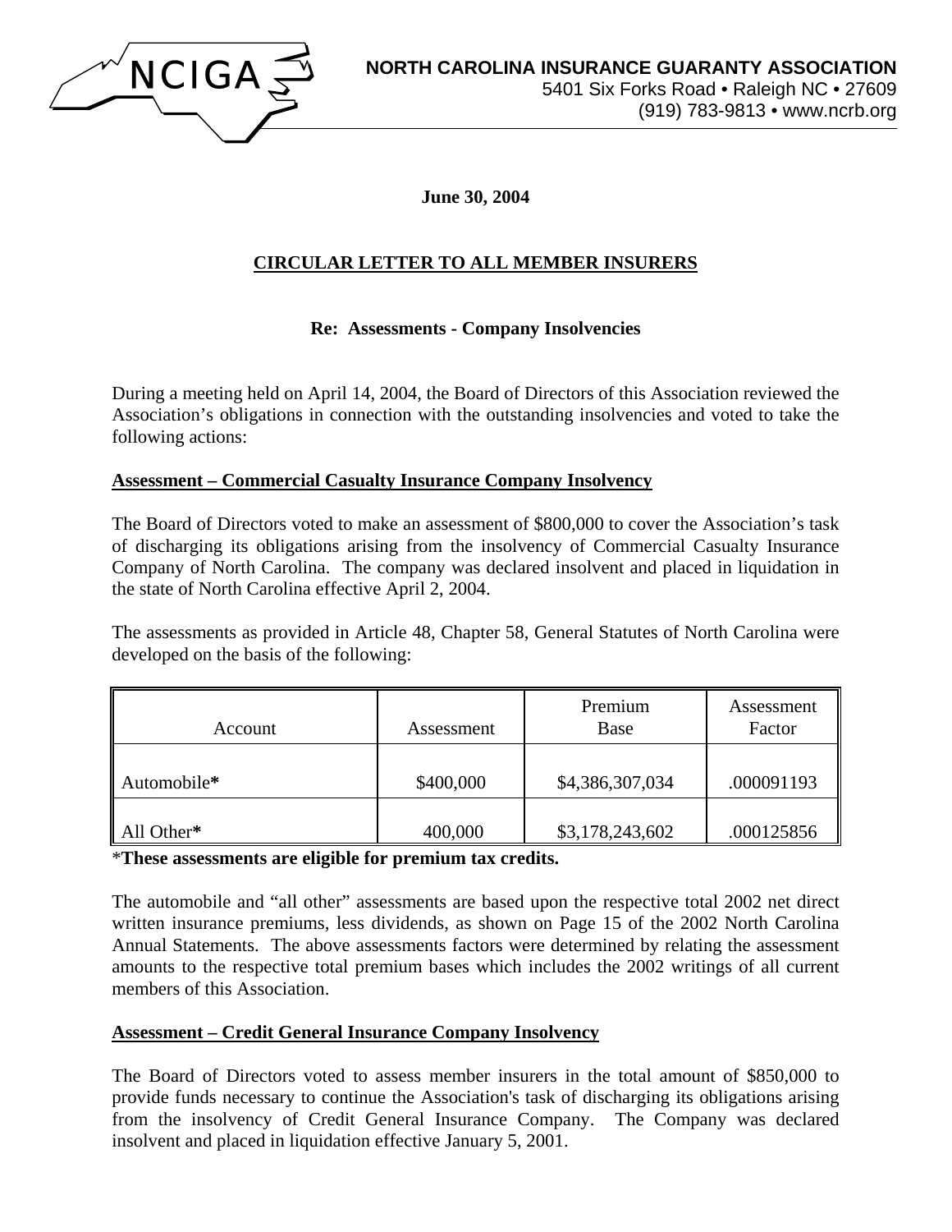**NORTH CAROLINA INSURANCE GUARANTY ASSOCIATION**
5401 Six Forks Road • Raleigh NC • 27609
(919) 783-9813 • www.ncrb.org

**June 30, 2004**

## CIRCULAR LETTER TO ALL MEMBER INSURERS

**Re: Assessments - Company Insolvencies**

During a meeting held on April 14, 2004, the Board of Directors of this Association reviewed the Association's obligations in connection with the outstanding insolvencies and voted to take the following actions:

### Assessment – Commercial Casualty Insurance Company Insolvency

The Board of Directors voted to make an assessment of $800,000 to cover the Association's task of discharging its obligations arising from the insolvency of Commercial Casualty Insurance Company of North Carolina. The company was declared insolvent and placed in liquidation in the state of North Carolina effective April 2, 2004.

The assessments as provided in Article 48, Chapter 58, General Statutes of North Carolina were developed on the basis of the following:

| Account | Assessment | Premium Base | Assessment Factor |
|---|---|---|---|
| Automobile**\*** | $400,000 | $4,386,307,034 | .000091193 |
| All Other**\*** | 400,000 | $3,178,243,602 | .000125856 |

\***These assessments are eligible for premium tax credits.**

The automobile and "all other" assessments are based upon the respective total 2002 net direct written insurance premiums, less dividends, as shown on Page 15 of the 2002 North Carolina Annual Statements. The above assessments factors were determined by relating the assessment amounts to the respective total premium bases which includes the 2002 writings of all current members of this Association.

### Assessment – Credit General Insurance Company Insolvency

The Board of Directors voted to assess member insurers in the total amount of $850,000 to provide funds necessary to continue the Association's task of discharging its obligations arising from the insolvency of Credit General Insurance Company. The Company was declared insolvent and placed in liquidation effective January 5, 2001.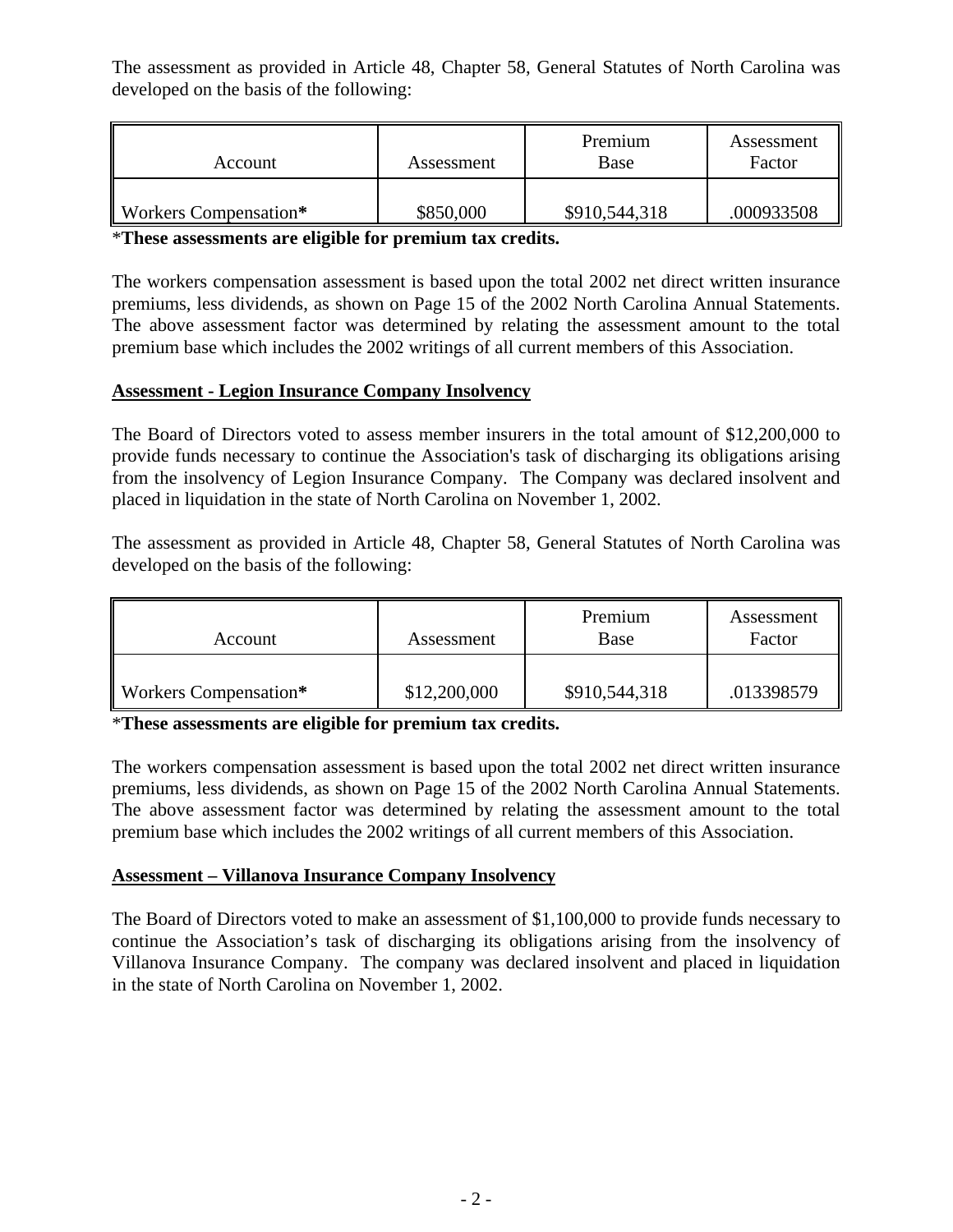The assessment as provided in Article 48, Chapter 58, General Statutes of North Carolina was developed on the basis of the following:

| Account | Assessment | Premium Base | Assessment Factor |
|---|---|---|---|
| Workers Compensation* | $850,000 | $910,544,318 | .000933508 |

***These assessments are eligible for premium tax credits.**

The workers compensation assessment is based upon the total 2002 net direct written insurance premiums, less dividends, as shown on Page 15 of the 2002 North Carolina Annual Statements. The above assessment factor was determined by relating the assessment amount to the total premium base which includes the 2002 writings of all current members of this Association.

**Assessment - Legion Insurance Company Insolvency**

The Board of Directors voted to assess member insurers in the total amount of $12,200,000 to provide funds necessary to continue the Association's task of discharging its obligations arising from the insolvency of Legion Insurance Company. The Company was declared insolvent and placed in liquidation in the state of North Carolina on November 1, 2002.

The assessment as provided in Article 48, Chapter 58, General Statutes of North Carolina was developed on the basis of the following:

| Account | Assessment | Premium Base | Assessment Factor |
|---|---|---|---|
| Workers Compensation* | $12,200,000 | $910,544,318 | .013398579 |

***These assessments are eligible for premium tax credits.**

The workers compensation assessment is based upon the total 2002 net direct written insurance premiums, less dividends, as shown on Page 15 of the 2002 North Carolina Annual Statements. The above assessment factor was determined by relating the assessment amount to the total premium base which includes the 2002 writings of all current members of this Association.

**Assessment – Villanova Insurance Company Insolvency**

The Board of Directors voted to make an assessment of $1,100,000 to provide funds necessary to continue the Association's task of discharging its obligations arising from the insolvency of Villanova Insurance Company. The company was declared insolvent and placed in liquidation in the state of North Carolina on November 1, 2002.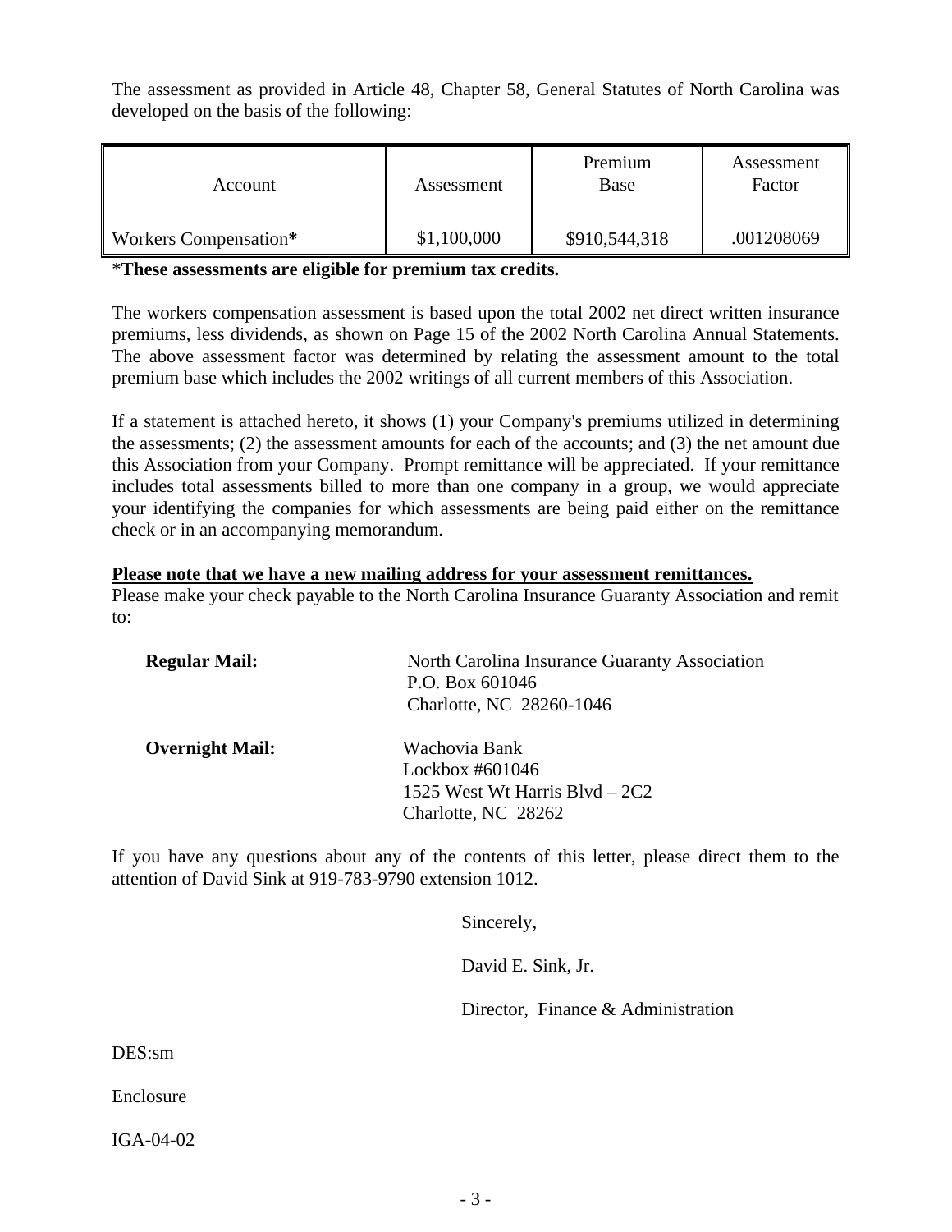The assessment as provided in Article 48, Chapter 58, General Statutes of North Carolina was developed on the basis of the following:

| Account | Assessment | Premium Base | Assessment Factor |
|---|---|---|---|
| Workers Compensation* | $1,100,000 | $910,544,318 | .001208069 |

***These assessments are eligible for premium tax credits.**

The workers compensation assessment is based upon the total 2002 net direct written insurance premiums, less dividends, as shown on Page 15 of the 2002 North Carolina Annual Statements. The above assessment factor was determined by relating the assessment amount to the total premium base which includes the 2002 writings of all current members of this Association.

If a statement is attached hereto, it shows (1) your Company's premiums utilized in determining the assessments; (2) the assessment amounts for each of the accounts; and (3) the net amount due this Association from your Company. Prompt remittance will be appreciated. If your remittance includes total assessments billed to more than one company in a group, we would appreciate your identifying the companies for which assessments are being paid either on the remittance check or in an accompanying memorandum.

**Please note that we have a new mailing address for your assessment remittances.**

Please make your check payable to the North Carolina Insurance Guaranty Association and remit to:

**Regular Mail:**
North Carolina Insurance Guaranty Association
P.O. Box 601046
Charlotte, NC 28260-1046

**Overnight Mail:**
Wachovia Bank
Lockbox #601046
1525 West Wt Harris Blvd – 2C2
Charlotte, NC 28262

If you have any questions about any of the contents of this letter, please direct them to the attention of David Sink at 919-783-9790 extension 1012.

Sincerely,

David E. Sink, Jr.

Director, Finance & Administration

DES:sm

Enclosure

IGA-04-02